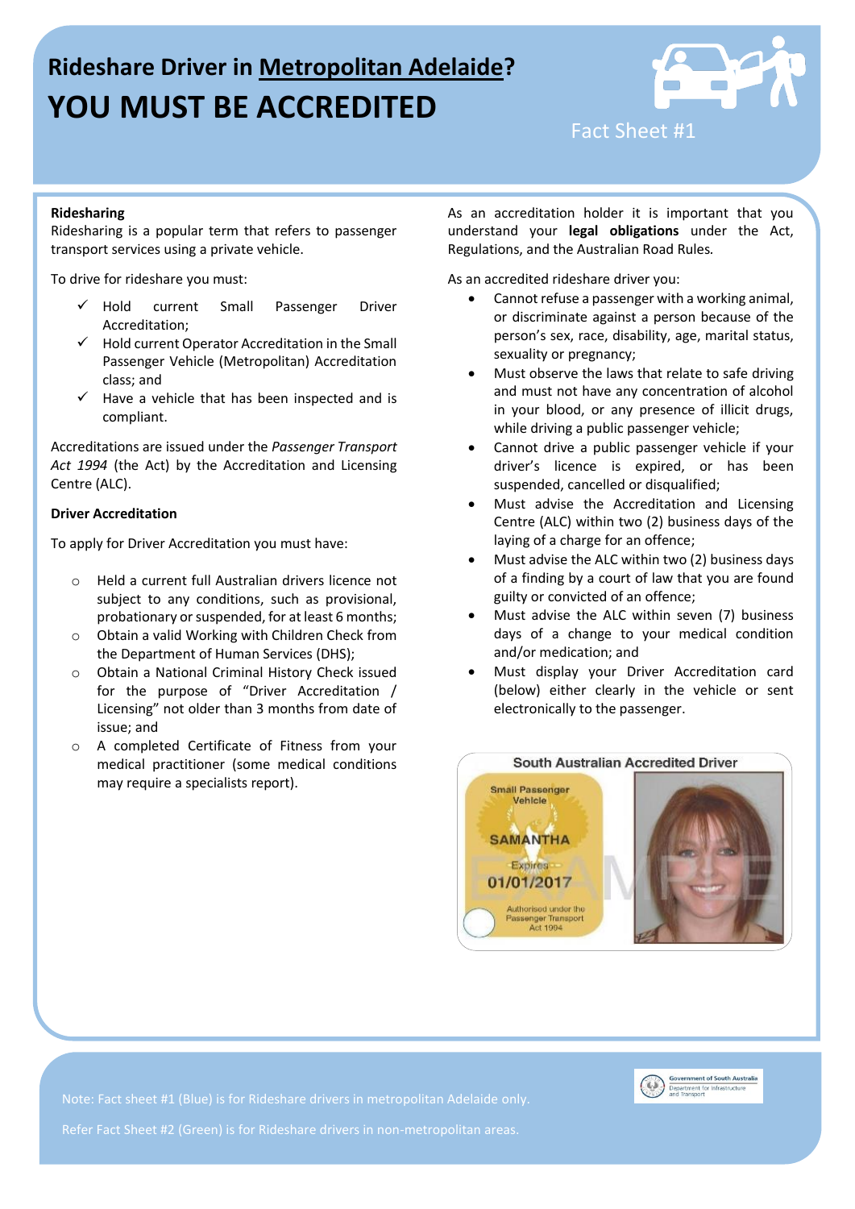# Rideshare Driver in Metropolitan Adelaide?

# YOU MUST BE ACCREDITED

Fact Sheet #1

### Ridesharing

Ridesharing is a popular term that refers to passenger transport services using a private vehicle.

To drive for rideshare you must:

- ✓ Hold current Small Passenger Driver Accreditation;
- ✓ Hold current Operator Accreditation in the Small Passenger Vehicle (Metropolitan) Accreditation class; and
- ✓ Have a vehicle that has been inspected and is compliant.

Accreditations are issued under the *Passenger Transport Act 1994* (the Act) by the Accreditation and Licensing Centre (ALC).

### Driver Accreditation

To apply for Driver Accreditation you must have:

- Held a current full Australian drivers licence not subject to any conditions, such as provisional, probationary or suspended, for at least 6 months;
- Obtain a valid Working with Children Check from the Department of Human Services (DHS);
- Obtain a National Criminal History Check issued for the purpose of "Driver Accreditation / Licensing" not older than 3 months from date of issue; and
- A completed Certificate of Fitness from your medical practitioner (some medical conditions may require a specialists report).

As an accreditation holder it is important that you understand your **legal obligations** under the Act, Regulations, and the Australian Road Rules.

As an accredited rideshare driver you:

- Cannot refuse a passenger with a working animal, or discriminate against a person because of the person's sex, race, disability, age, marital status, sexuality or pregnancy;
- Must observe the laws that relate to safe driving and must not have any concentration of alcohol in your blood, or any presence of illicit drugs, while driving a public passenger vehicle;
- Cannot drive a public passenger vehicle if your driver's licence is expired, or has been suspended, cancelled or disqualified;
- Must advise the Accreditation and Licensing Centre (ALC) within two (2) business days of the laying of a charge for an offence;
- Must advise the ALC within two (2) business days of a finding by a court of law that you are found guilty or convicted of an offence;
- Must advise the ALC within seven (7) business days of a change to your medical condition and/or medication; and
- Must display your Driver Accreditation card (below) either clearly in the vehicle or sent electronically to the passenger.

South Australian Accredited Driver

Small Passenger Vehicle

SAMANTHA

Expires 01/01/2017

Authorised under the Passenger Transport Act 1994

EXAMPLE

Note: Fact sheet #1 (Blue) is for Rideshare drivers in metropolitan Adelaide only.

Refer Fact Sheet #2 (Green) is for Rideshare drivers in non-metropolitan areas.

Government of South Australia
Department for Infrastructure and Transport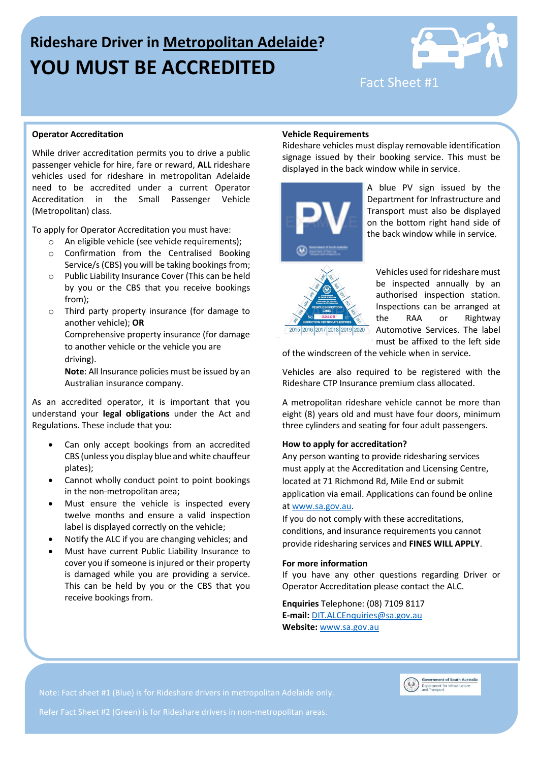# Rideshare Driver in Metropolitan Adelaide?

# YOU MUST BE ACCREDITED

Fact Sheet #1

### Operator Accreditation

While driver accreditation permits you to drive a public passenger vehicle for hire, fare or reward, **ALL** rideshare vehicles used for rideshare in metropolitan Adelaide need to be accredited under a current Operator Accreditation in the Small Passenger Vehicle (Metropolitan) class.

To apply for Operator Accreditation you must have:

- An eligible vehicle (see vehicle requirements);
- Confirmation from the Centralised Booking Service/s (CBS) you will be taking bookings from;
- Public Liability Insurance Cover (This can be held by you or the CBS that you receive bookings from);
- Third party property insurance (for damage to another vehicle); **OR**
  Comprehensive property insurance (for damage to another vehicle or the vehicle you are driving).
  **Note**: All Insurance policies must be issued by an Australian insurance company.

As an accredited operator, it is important that you understand your **legal obligations** under the Act and Regulations. These include that you:

- Can only accept bookings from an accredited CBS (unless you display blue and white chauffeur plates);
- Cannot wholly conduct point to point bookings in the non-metropolitan area;
- Must ensure the vehicle is inspected every twelve months and ensure a valid inspection label is displayed correctly on the vehicle;
- Notify the ALC if you are changing vehicles; and
- Must have current Public Liability Insurance to cover you if someone is injured or their property is damaged while you are providing a service. This can be held by you or the CBS that you receive bookings from.

### Vehicle Requirements

Rideshare vehicles must display removable identification signage issued by their booking service. This must be displayed in the back window while in service.

A blue PV sign issued by the Department for Infrastructure and Transport must also be displayed on the bottom right hand side of the back window while in service.

Vehicles used for rideshare must be inspected annually by an authorised inspection station. Inspections can be arranged at the RAA or Rightway Automotive Services. The label must be affixed to the left side of the windscreen of the vehicle when in service.

Vehicles are also required to be registered with the Rideshare CTP Insurance premium class allocated.

A metropolitan rideshare vehicle cannot be more than eight (8) years old and must have four doors, minimum three cylinders and seating for four adult passengers.

### How to apply for accreditation?

Any person wanting to provide ridesharing services must apply at the Accreditation and Licensing Centre, located at 71 Richmond Rd, Mile End or submit application via email. Applications can found be online at www.sa.gov.au.

If you do not comply with these accreditations, conditions, and insurance requirements you cannot provide ridesharing services and **FINES WILL APPLY**.

### For more information

If you have any other questions regarding Driver or Operator Accreditation please contact the ALC.

**Enquiries** Telephone: (08) 7109 8117
**E-mail:** DIT.ALCEnquiries@sa.gov.au
**Website:** www.sa.gov.au

Note: Fact sheet #1 (Blue) is for Rideshare drivers in metropolitan Adelaide only.

Refer Fact Sheet #2 (Green) is for Rideshare drivers in non-metropolitan areas.

Government of South Australia
Department for Infrastructure and Transport